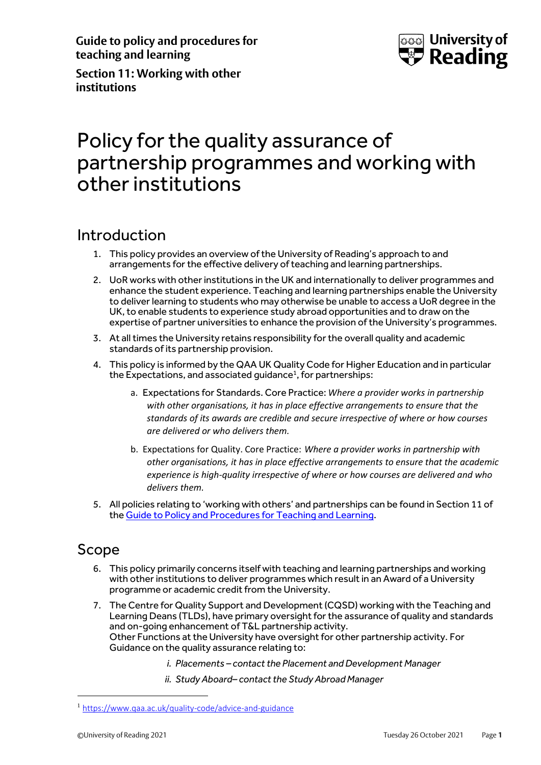**Guide to policy and procedures for teaching and learning**

**Section 11: Working with other institutions**

# Policy for the quality assurance of partnership programmes and working with other institutions

## Introduction

1. This policy provides an overview of the University of Reading's approach to and arrangements for the effective delivery of teaching and learning partnerships.
2. UoR works with other institutions in the UK and internationally to deliver programmes and enhance the student experience. Teaching and learning partnerships enable the University to deliver learning to students who may otherwise be unable to access a UoR degree in the UK, to enable students to experience study abroad opportunities and to draw on the expertise of partner universities to enhance the provision of the University's programmes.
3. At all times the University retains responsibility for the overall quality and academic standards of its partnership provision.
4. This policy is informed by the QAA UK Quality Code for Higher Education and in particular the Expectations, and associated guidance[1], for partnerships:
   a. Expectations for Standards. Core Practice: *Where a provider works in partnership with other organisations, it has in place effective arrangements to ensure that the standards of its awards are credible and secure irrespective of where or how courses are delivered or who delivers them.*
   b. Expectations for Quality. Core Practice: *Where a provider works in partnership with other organisations, it has in place effective arrangements to ensure that the academic experience is high-quality irrespective of where or how courses are delivered and who delivers them.*
5. All policies relating to 'working with others' and partnerships can be found in Section 11 of the [Guide to Policy and Procedures for Teaching and Learning](#).

## Scope

6. This policy primarily concerns itself with teaching and learning partnerships and working with other institutions to deliver programmes which result in an Award of a University programme or academic credit from the University.
7. The Centre for Quality Support and Development (CQSD) working with the Teaching and Learning Deans (TLDs), have primary oversight for the assurance of quality and standards and on-going enhancement of T&L partnership activity.
   Other Functions at the University have oversight for other partnership activity. For Guidance on the quality assurance relating to:
   i. *Placements – contact the Placement and Development Manager*
   ii. *Study Aboard– contact the Study Abroad Manager*

[1] https://www.qaa.ac.uk/quality-code/advice-and-guidance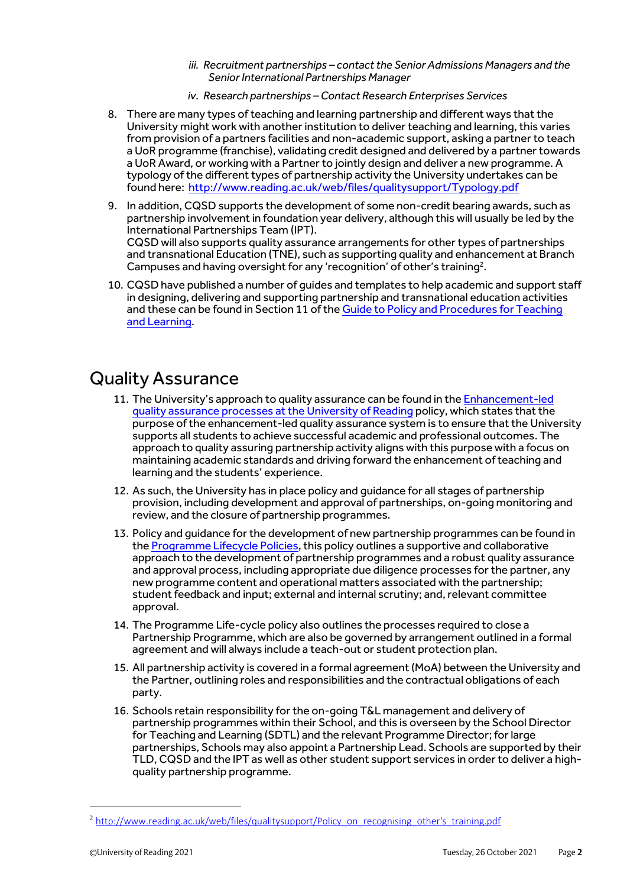iii. *Recruitment partnerships – contact the Senior Admissions Managers and the Senior International Partnerships Manager*

iv. *Research partnerships – Contact Research Enterprises Services*

8. There are many types of teaching and learning partnership and different ways that the University might work with another institution to deliver teaching and learning, this varies from provision of a partners facilities and non-academic support, asking a partner to teach a UoR programme (franchise), validating credit designed and delivered by a partner towards a UoR Award, or working with a Partner to jointly design and deliver a new programme. A typology of the different types of partnership activity the University undertakes can be found here: http://www.reading.ac.uk/web/files/qualitysupport/Typology.pdf

9. In addition, CQSD supports the development of some non-credit bearing awards, such as partnership involvement in foundation year delivery, although this will usually be led by the International Partnerships Team (IPT).
   CQSD will also supports quality assurance arrangements for other types of partnerships and transnational Education (TNE), such as supporting quality and enhancement at Branch Campuses and having oversight for any 'recognition' of other's training[2].

10. CQSD have published a number of guides and templates to help academic and support staff in designing, delivering and supporting partnership and transnational education activities and these can be found in Section 11 of the Guide to Policy and Procedures for Teaching and Learning.

# Quality Assurance

11. The University's approach to quality assurance can be found in the Enhancement-led quality assurance processes at the University of Reading policy, which states that the purpose of the enhancement-led quality assurance system is to ensure that the University supports all students to achieve successful academic and professional outcomes. The approach to quality assuring partnership activity aligns with this purpose with a focus on maintaining academic standards and driving forward the enhancement of teaching and learning and the students' experience.

12. As such, the University has in place policy and guidance for all stages of partnership provision, including development and approval of partnerships, on-going monitoring and review, and the closure of partnership programmes.

13. Policy and guidance for the development of new partnership programmes can be found in the Programme Lifecycle Policies, this policy outlines a supportive and collaborative approach to the development of partnership programmes and a robust quality assurance and approval process, including appropriate due diligence processes for the partner, any new programme content and operational matters associated with the partnership; student feedback and input; external and internal scrutiny; and, relevant committee approval.

14. The Programme Life-cycle policy also outlines the processes required to close a Partnership Programme, which are also be governed by arrangement outlined in a formal agreement and will always include a teach-out or student protection plan.

15. All partnership activity is covered in a formal agreement (MoA) between the University and the Partner, outlining roles and responsibilities and the contractual obligations of each party.

16. Schools retain responsibility for the on-going T&L management and delivery of partnership programmes within their School, and this is overseen by the School Director for Teaching and Learning (SDTL) and the relevant Programme Director; for large partnerships, Schools may also appoint a Partnership Lead. Schools are supported by their TLD, CQSD and the IPT as well as other student support services in order to deliver a high-quality partnership programme.

---

[2] http://www.reading.ac.uk/web/files/qualitysupport/Policy_on_recognising_other's_training.pdf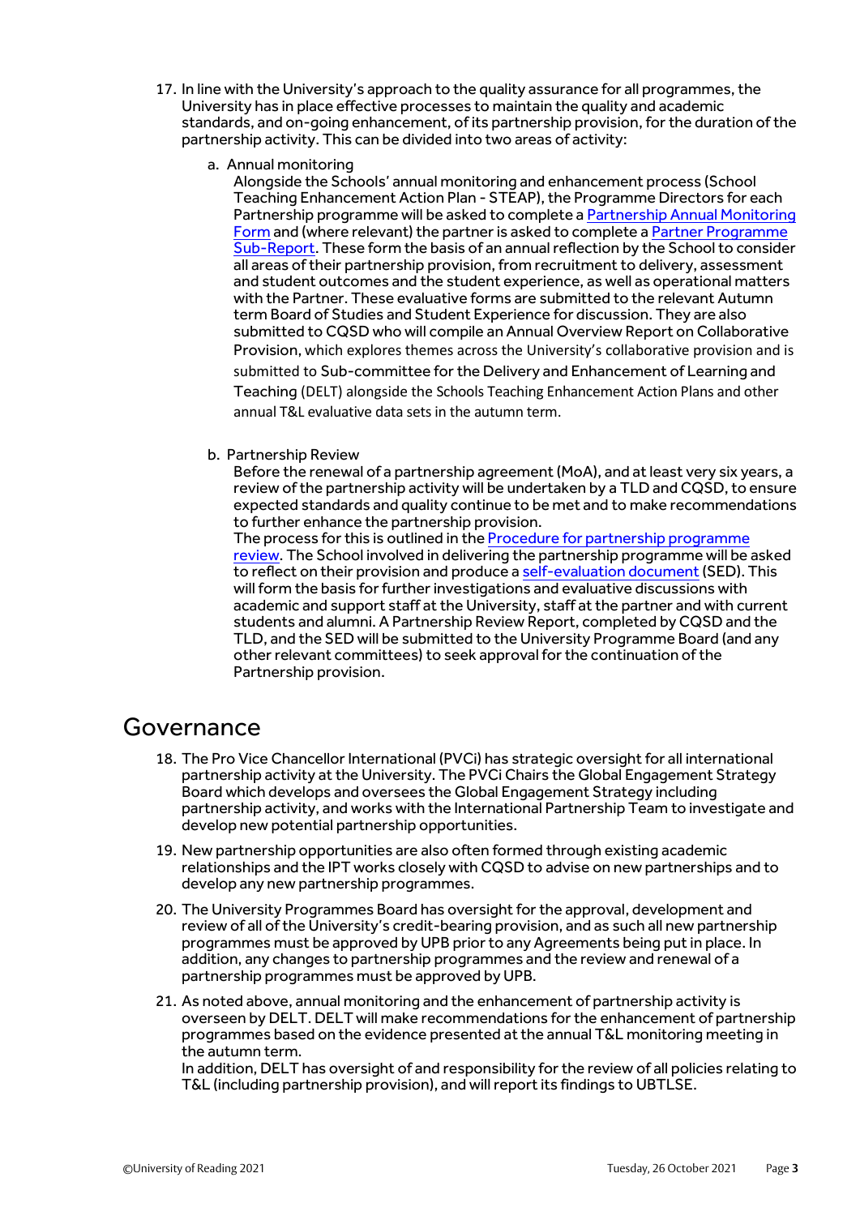17. In line with the University's approach to the quality assurance for all programmes, the University has in place effective processes to maintain the quality and academic standards, and on-going enhancement, of its partnership provision, for the duration of the partnership activity. This can be divided into two areas of activity:

    a. Annual monitoring
    Alongside the Schools' annual monitoring and enhancement process (School Teaching Enhancement Action Plan - STEAP), the Programme Directors for each Partnership programme will be asked to complete a Partnership Annual Monitoring Form and (where relevant) the partner is asked to complete a Partner Programme Sub-Report. These form the basis of an annual reflection by the School to consider all areas of their partnership provision, from recruitment to delivery, assessment and student outcomes and the student experience, as well as operational matters with the Partner. These evaluative forms are submitted to the relevant Autumn term Board of Studies and Student Experience for discussion. They are also submitted to CQSD who will compile an Annual Overview Report on Collaborative Provision, which explores themes across the University's collaborative provision and is submitted to Sub-committee for the Delivery and Enhancement of Learning and Teaching (DELT) alongside the Schools Teaching Enhancement Action Plans and other annual T&L evaluative data sets in the autumn term.

    b. Partnership Review
    Before the renewal of a partnership agreement (MoA), and at least very six years, a review of the partnership activity will be undertaken by a TLD and CQSD, to ensure expected standards and quality continue to be met and to make recommendations to further enhance the partnership provision.
    The process for this is outlined in the Procedure for partnership programme review. The School involved in delivering the partnership programme will be asked to reflect on their provision and produce a self-evaluation document (SED). This will form the basis for further investigations and evaluative discussions with academic and support staff at the University, staff at the partner and with current students and alumni. A Partnership Review Report, completed by CQSD and the TLD, and the SED will be submitted to the University Programme Board (and any other relevant committees) to seek approval for the continuation of the Partnership provision.

# Governance

18. The Pro Vice Chancellor International (PVCi) has strategic oversight for all international partnership activity at the University. The PVCi Chairs the Global Engagement Strategy Board which develops and oversees the Global Engagement Strategy including partnership activity, and works with the International Partnership Team to investigate and develop new potential partnership opportunities.

19. New partnership opportunities are also often formed through existing academic relationships and the IPT works closely with CQSD to advise on new partnerships and to develop any new partnership programmes.

20. The University Programmes Board has oversight for the approval, development and review of all of the University's credit-bearing provision, and as such all new partnership programmes must be approved by UPB prior to any Agreements being put in place. In addition, any changes to partnership programmes and the review and renewal of a partnership programmes must be approved by UPB.

21. As noted above, annual monitoring and the enhancement of partnership activity is overseen by DELT. DELT will make recommendations for the enhancement of partnership programmes based on the evidence presented at the annual T&L monitoring meeting in the autumn term.
    In addition, DELT has oversight of and responsibility for the review of all policies relating to T&L (including partnership provision), and will report its findings to UBTLSE.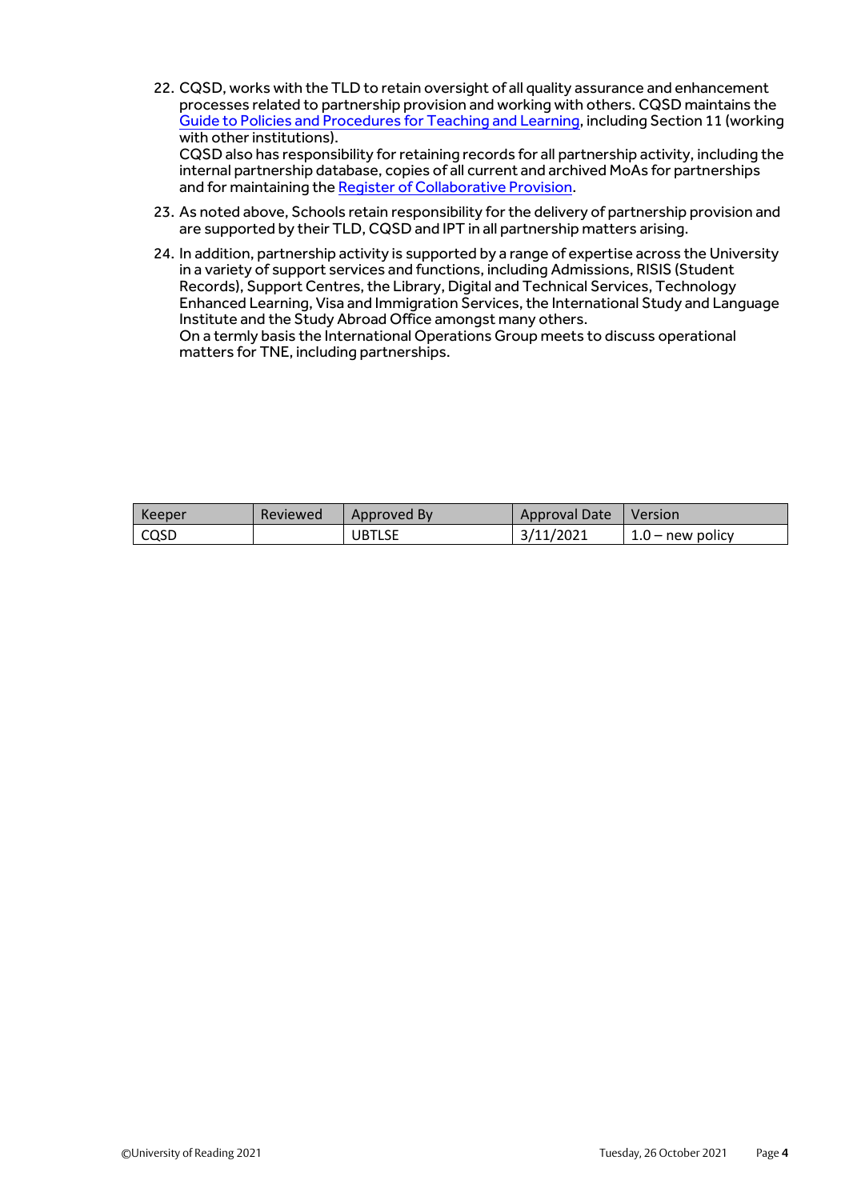22. CQSD, works with the TLD to retain oversight of all quality assurance and enhancement processes related to partnership provision and working with others. CQSD maintains the Guide to Policies and Procedures for Teaching and Learning, including Section 11 (working with other institutions).
    CQSD also has responsibility for retaining records for all partnership activity, including the internal partnership database, copies of all current and archived MoAs for partnerships and for maintaining the Register of Collaborative Provision.

23. As noted above, Schools retain responsibility for the delivery of partnership provision and are supported by their TLD, CQSD and IPT in all partnership matters arising.

24. In addition, partnership activity is supported by a range of expertise across the University in a variety of support services and functions, including Admissions, RISIS (Student Records), Support Centres, the Library, Digital and Technical Services, Technology Enhanced Learning, Visa and Immigration Services, the International Study and Language Institute and the Study Abroad Office amongst many others.
    On a termly basis the International Operations Group meets to discuss operational matters for TNE, including partnerships.

| Keeper | Reviewed | Approved By | Approval Date | Version |
|---|---|---|---|---|
| CQSD | | UBTLSE | 3/11/2021 | 1.0 – new policy |